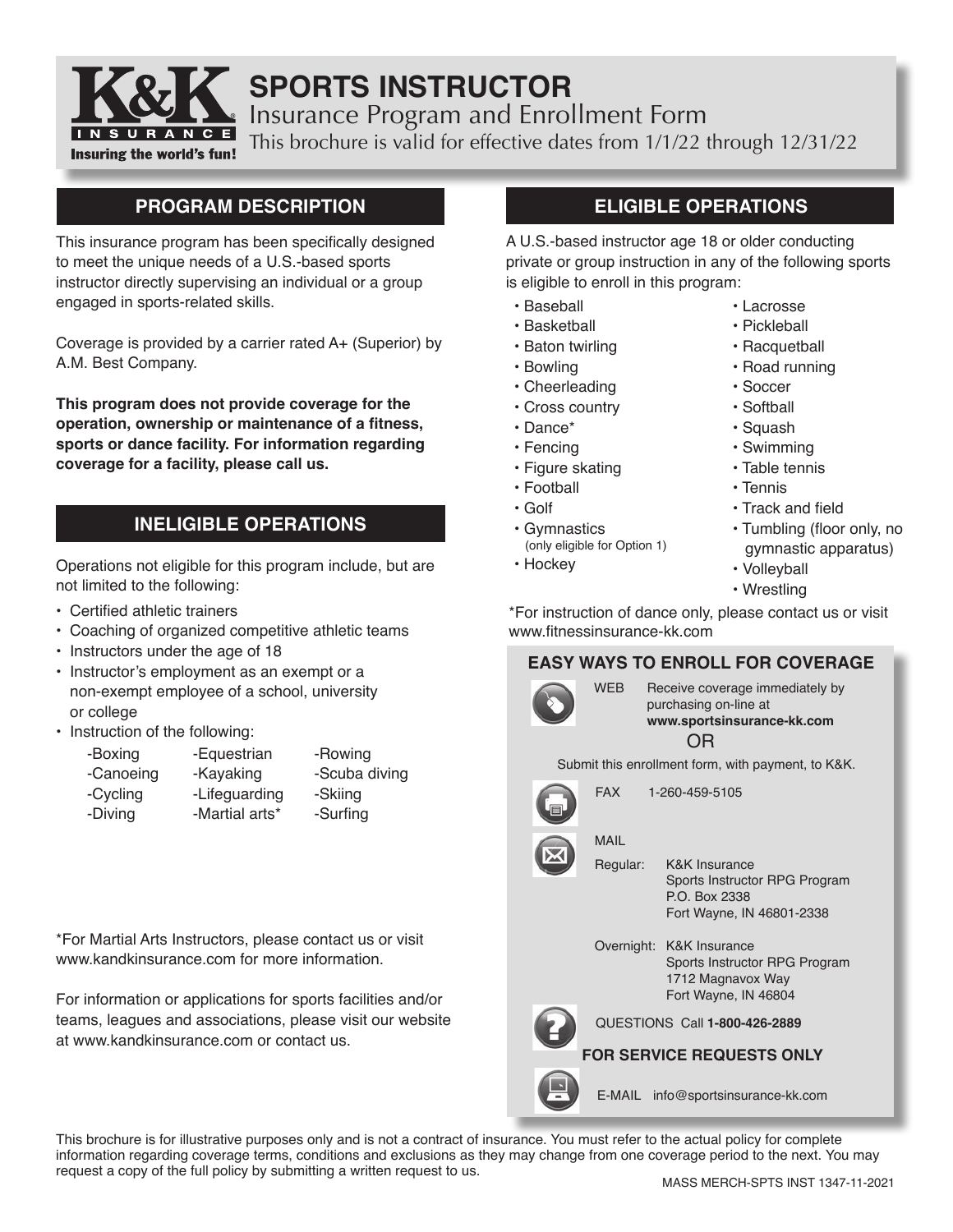# SPORTS INSTRUCTOR

## Insurance Program and Enrollment Form

This brochure is valid for effective dates from 1/1/22 through 12/31/22

K&K INSURANCE — Insuring the world's fun!

## PROGRAM DESCRIPTION

This insurance program has been specifically designed to meet the unique needs of a U.S.-based sports instructor directly supervising an individual or a group engaged in sports-related skills.

Coverage is provided by a carrier rated A+ (Superior) by A.M. Best Company.

**This program does not provide coverage for the operation, ownership or maintenance of a fitness, sports or dance facility. For information regarding coverage for a facility, please call us.**

## INELIGIBLE OPERATIONS

Operations not eligible for this program include, but are not limited to the following:

- Certified athletic trainers
- Coaching of organized competitive athletic teams
- Instructors under the age of 18
- Instructor's employment as an exempt or a non-exempt employee of a school, university or college
- Instruction of the following:
  - -Boxing
  - -Canoeing
  - -Cycling
  - -Diving
  - -Equestrian
  - -Kayaking
  - -Lifeguarding
  - -Martial arts*
  - -Rowing
  - -Scuba diving
  - -Skiing
  - -Surfing

*For Martial Arts Instructors, please contact us or visit www.kandkinsurance.com for more information.

For information or applications for sports facilities and/or teams, leagues and associations, please visit our website at www.kandkinsurance.com or contact us.

## ELIGIBLE OPERATIONS

A U.S.-based instructor age 18 or older conducting private or group instruction in any of the following sports is eligible to enroll in this program:

- Baseball
- Basketball
- Baton twirling
- Bowling
- Cheerleading
- Cross country
- Dance*
- Fencing
- Figure skating
- Football
- Golf
- Gymnastics (only eligible for Option 1)
- Hockey
- Lacrosse
- Pickleball
- Racquetball
- Road running
- Soccer
- Softball
- Squash
- Swimming
- Table tennis
- Tennis
- Track and field
- Tumbling (floor only, no gymnastic apparatus)
- Volleyball
- Wrestling

*For instruction of dance only, please contact us or visit www.fitnessinsurance-kk.com

## EASY WAYS TO ENROLL FOR COVERAGE

WEB — Receive coverage immediately by purchasing on-line at **www.sportsinsurance-kk.com**

OR

Submit this enrollment form, with payment, to K&K.

FAX — 1-260-459-5105

MAIL

Regular: K&K Insurance  
Sports Instructor RPG Program  
P.O. Box 2338  
Fort Wayne, IN 46801-2338

Overnight: K&K Insurance  
Sports Instructor RPG Program  
1712 Magnavox Way  
Fort Wayne, IN 46804

QUESTIONS Call **1-800-426-2889**

**FOR SERVICE REQUESTS ONLY**

E-MAIL info@sportsinsurance-kk.com

This brochure is for illustrative purposes only and is not a contract of insurance. You must refer to the actual policy for complete information regarding coverage terms, conditions and exclusions as they may change from one coverage period to the next. You may request a copy of the full policy by submitting a written request to us.

MASS MERCH-SPTS INST 1347-11-2021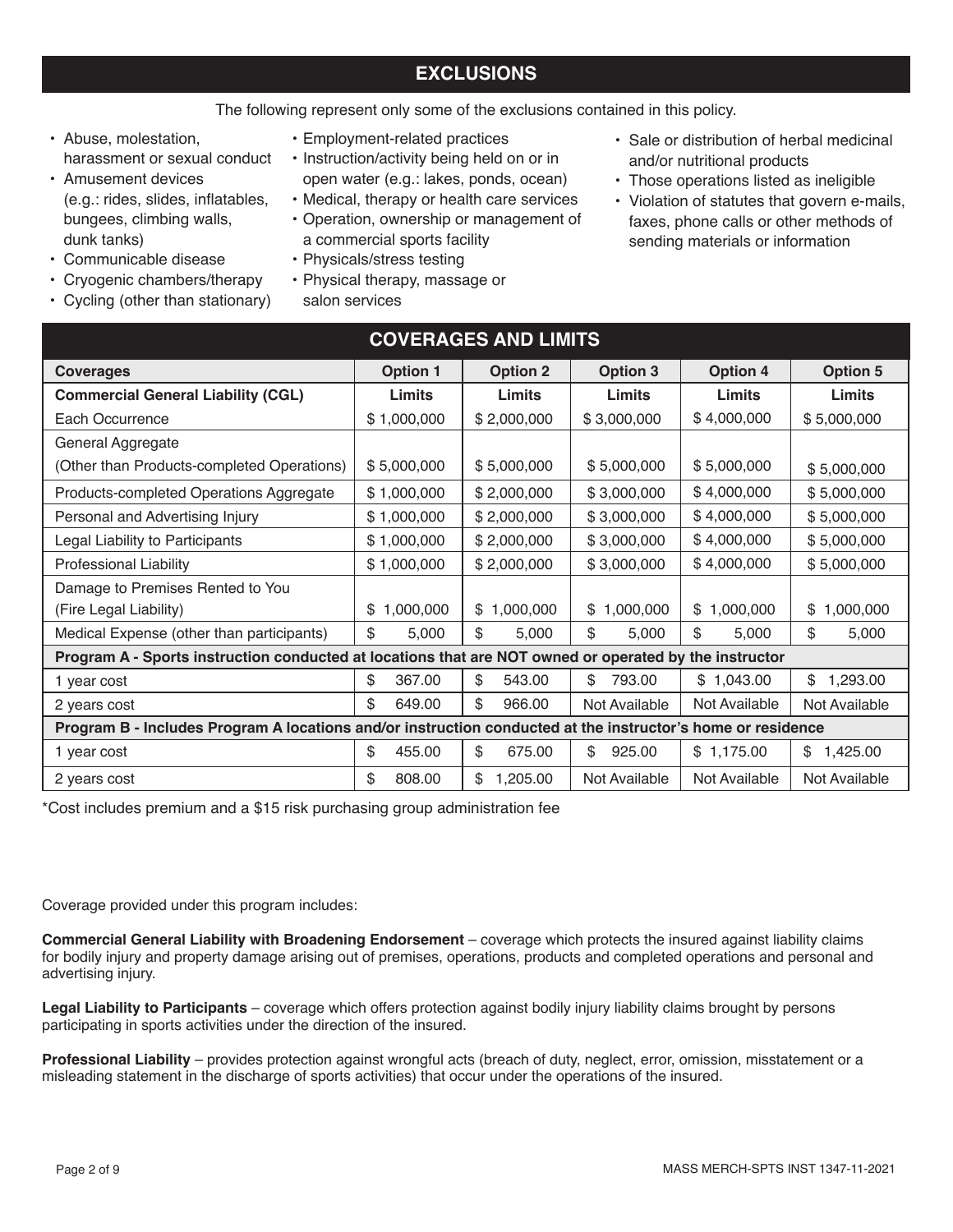## EXCLUSIONS

The following represent only some of the exclusions contained in this policy.

- Abuse, molestation, harassment or sexual conduct
- Amusement devices (e.g.: rides, slides, inflatables, bungees, climbing walls, dunk tanks)
- Communicable disease
- Cryogenic chambers/therapy
- Cycling (other than stationary)
- Employment-related practices
- Instruction/activity being held on or in open water (e.g.: lakes, ponds, ocean)
- Medical, therapy or health care services
- Operation, ownership or management of a commercial sports facility
- Physicals/stress testing
- Physical therapy, massage or salon services
- Sale or distribution of herbal medicinal and/or nutritional products
- Those operations listed as ineligible
- Violation of statutes that govern e-mails, faxes, phone calls or other methods of sending materials or information

## COVERAGES AND LIMITS

| Coverages | Option 1 | Option 2 | Option 3 | Option 4 | Option 5 |
|---|---|---|---|---|---|
| **Commercial General Liability (CGL)** | **Limits** | **Limits** | **Limits** | **Limits** | **Limits** |
| Each Occurrence | $ 1,000,000 | $ 2,000,000 | $ 3,000,000 | $ 4,000,000 | $ 5,000,000 |
| General Aggregate (Other than Products-completed Operations) | $ 5,000,000 | $ 5,000,000 | $ 5,000,000 | $ 5,000,000 | $ 5,000,000 |
| Products-completed Operations Aggregate | $ 1,000,000 | $ 2,000,000 | $ 3,000,000 | $ 4,000,000 | $ 5,000,000 |
| Personal and Advertising Injury | $ 1,000,000 | $ 2,000,000 | $ 3,000,000 | $ 4,000,000 | $ 5,000,000 |
| Legal Liability to Participants | $ 1,000,000 | $ 2,000,000 | $ 3,000,000 | $ 4,000,000 | $ 5,000,000 |
| Professional Liability | $ 1,000,000 | $ 2,000,000 | $ 3,000,000 | $ 4,000,000 | $ 5,000,000 |
| Damage to Premises Rented to You (Fire Legal Liability) | $ 1,000,000 | $ 1,000,000 | $ 1,000,000 | $ 1,000,000 | $ 1,000,000 |
| Medical Expense (other than participants) | $ 5,000 | $ 5,000 | $ 5,000 | $ 5,000 | $ 5,000 |
| **Program A - Sports instruction conducted at locations that are NOT owned or operated by the instructor** | | | | | |
| 1 year cost | $ 367.00 | $ 543.00 | $ 793.00 | $ 1,043.00 | $ 1,293.00 |
| 2 years cost | $ 649.00 | $ 966.00 | Not Available | Not Available | Not Available |
| **Program B - Includes Program A locations and/or instruction conducted at the instructor's home or residence** | | | | | |
| 1 year cost | $ 455.00 | $ 675.00 | $ 925.00 | $ 1,175.00 | $ 1,425.00 |
| 2 years cost | $ 808.00 | $ 1,205.00 | Not Available | Not Available | Not Available |

*Cost includes premium and a $15 risk purchasing group administration fee

Coverage provided under this program includes:

**Commercial General Liability with Broadening Endorsement** – coverage which protects the insured against liability claims for bodily injury and property damage arising out of premises, operations, products and completed operations and personal and advertising injury.

**Legal Liability to Participants** – coverage which offers protection against bodily injury liability claims brought by persons participating in sports activities under the direction of the insured.

**Professional Liability** – provides protection against wrongful acts (breach of duty, neglect, error, omission, misstatement or a misleading statement in the discharge of sports activities) that occur under the operations of the insured.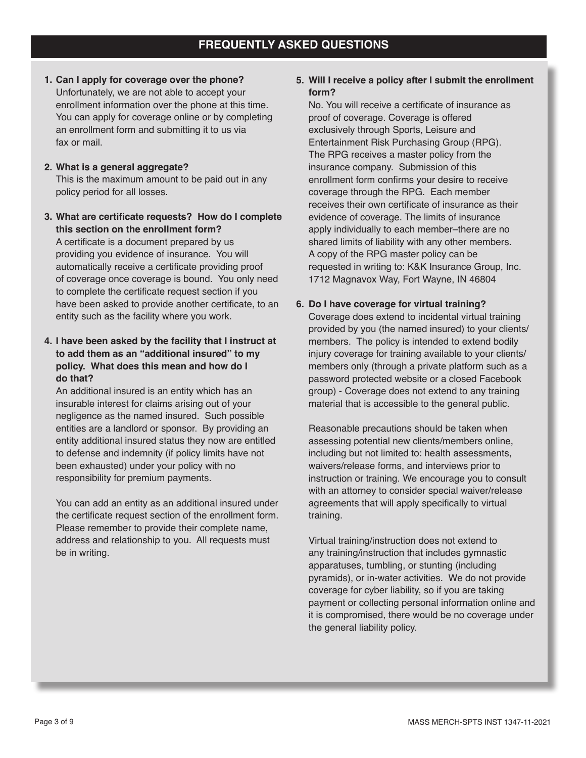## FREQUENTLY ASKED QUESTIONS

**1. Can I apply for coverage over the phone?**
Unfortunately, we are not able to accept your enrollment information over the phone at this time. You can apply for coverage online or by completing an enrollment form and submitting it to us via fax or mail.

**2. What is a general aggregate?**
This is the maximum amount to be paid out in any policy period for all losses.

**3. What are certificate requests? How do I complete this section on the enrollment form?**
A certificate is a document prepared by us providing you evidence of insurance. You will automatically receive a certificate providing proof of coverage once coverage is bound. You only need to complete the certificate request section if you have been asked to provide another certificate, to an entity such as the facility where you work.

**4. I have been asked by the facility that I instruct at to add them as an "additional insured" to my policy. What does this mean and how do I do that?**
An additional insured is an entity which has an insurable interest for claims arising out of your negligence as the named insured. Such possible entities are a landlord or sponsor. By providing an entity additional insured status they now are entitled to defense and indemnity (if policy limits have not been exhausted) under your policy with no responsibility for premium payments.

You can add an entity as an additional insured under the certificate request section of the enrollment form. Please remember to provide their complete name, address and relationship to you. All requests must be in writing.

**5. Will I receive a policy after I submit the enrollment form?**
No. You will receive a certificate of insurance as proof of coverage. Coverage is offered exclusively through Sports, Leisure and Entertainment Risk Purchasing Group (RPG). The RPG receives a master policy from the insurance company. Submission of this enrollment form confirms your desire to receive coverage through the RPG. Each member receives their own certificate of insurance as their evidence of coverage. The limits of insurance apply individually to each member–there are no shared limits of liability with any other members. A copy of the RPG master policy can be requested in writing to: K&K Insurance Group, Inc. 1712 Magnavox Way, Fort Wayne, IN 46804

**6. Do I have coverage for virtual training?**
Coverage does extend to incidental virtual training provided by you (the named insured) to your clients/members. The policy is intended to extend bodily injury coverage for training available to your clients/members only (through a private platform such as a password protected website or a closed Facebook group) - Coverage does not extend to any training material that is accessible to the general public.

Reasonable precautions should be taken when assessing potential new clients/members online, including but not limited to: health assessments, waivers/release forms, and interviews prior to instruction or training. We encourage you to consult with an attorney to consider special waiver/release agreements that will apply specifically to virtual training.

Virtual training/instruction does not extend to any training/instruction that includes gymnastic apparatuses, tumbling, or stunting (including pyramids), or in-water activities. We do not provide coverage for cyber liability, so if you are taking payment or collecting personal information online and it is compromised, there would be no coverage under the general liability policy.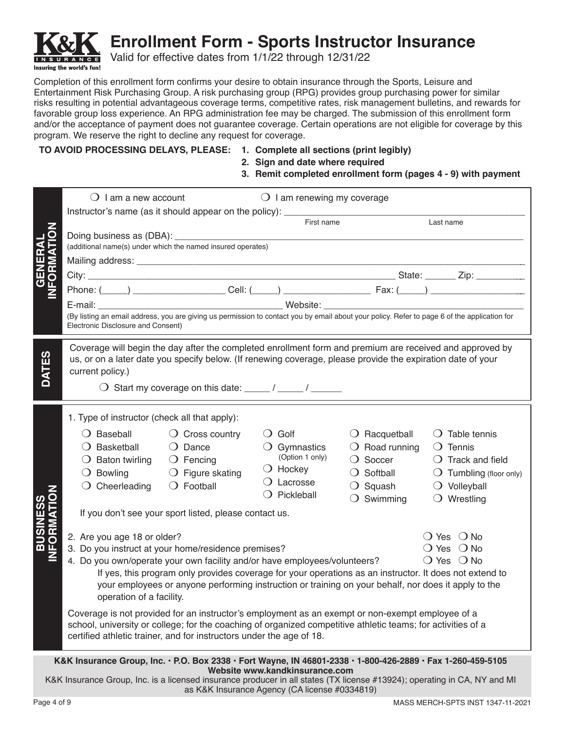# Enrollment Form - Sports Instructor Insurance

Valid for effective dates from 1/1/22 through 12/31/22

Completion of this enrollment form confirms your desire to obtain insurance through the Sports, Leisure and Entertainment Risk Purchasing Group. A risk purchasing group (RPG) provides group purchasing power for similar risks resulting in potential advantageous coverage terms, competitive rates, risk management bulletins, and rewards for favorable group loss experience. An RPG administration fee may be charged. The submission of this enrollment form and/or the acceptance of payment does not guarantee coverage. Certain operations are not eligible for coverage by this program. We reserve the right to decline any request for coverage.

**TO AVOID PROCESSING DELAYS, PLEASE:**
1. **Complete all sections (print legibly)**
2. **Sign and date where required**
3. **Remit completed enrollment form (pages 4 - 9) with payment**

## GENERAL INFORMATION

❍ I am a new account ❍ I am renewing my coverage

Instructor's name (as it should appear on the policy): ______________________ ______________________
First name Last name

Doing business as (DBA): ________________________________________________
(additional name(s) under which the named insured operates)

Mailing address: ________________________________________________

City: ______________________ State: ______ Zip: __________

Phone: (_____) __________________ Cell: (_____) _________________ Fax: (_____) __________________

E-mail: __________________________________ Website: __________________________________

(By listing an email address, you are giving us permission to contact you by email about your policy. Refer to page 6 of the application for Electronic Disclosure and Consent)

## DATES

Coverage will begin the day after the completed enrollment form and premium are received and approved by us, or on a later date you specify below. (If renewing coverage, please provide the expiration date of your current policy.)

❍ Start my coverage on this date: _____ / _____ / ______

## BUSINESS INFORMATION

1. Type of instructor (check all that apply):

| | | | | |
|---|---|---|---|---|
| ❍ Baseball | ❍ Cross country | ❍ Golf | ❍ Racquetball | ❍ Table tennis |
| ❍ Basketball | ❍ Dance | ❍ Gymnastics (Option 1 only) | ❍ Road running | ❍ Tennis |
| ❍ Baton twirling | ❍ Fencing | ❍ Hockey | ❍ Soccer | ❍ Track and field |
| ❍ Bowling | ❍ Figure skating | ❍ Lacrosse | ❍ Softball | ❍ Tumbling (floor only) |
| ❍ Cheerleading | ❍ Football | ❍ Pickleball | ❍ Squash | ❍ Volleyball |
| | | | ❍ Swimming | ❍ Wrestling |

If you don't see your sport listed, please contact us.

2. Are you age 18 or older? ❍ Yes ❍ No
3. Do you instruct at your home/residence premises? ❍ Yes ❍ No
4. Do you own/operate your own facility and/or have employees/volunteers? ❍ Yes ❍ No

   If yes, this program only provides coverage for your operations as an instructor. It does not extend to your employees or anyone performing instruction or training on your behalf, nor does it apply to the operation of a facility.

Coverage is not provided for an instructor's employment as an exempt or non-exempt employee of a school, university or college; for the coaching of organized competitive athletic teams; for activities of a certified athletic trainer, and for instructors under the age of 18.

**K&K Insurance Group, Inc. · P.O. Box 2338 · Fort Wayne, IN 46801-2338 · 1-800-426-2889 · Fax 1-260-459-5105**
**Website www.kandkinsurance.com**
K&K Insurance Group, Inc. is a licensed insurance producer in all states (TX license #13924); operating in CA, NY and MI as K&K Insurance Agency (CA license #0334819)

MASS MERCH-SPTS INST 1347-11-2021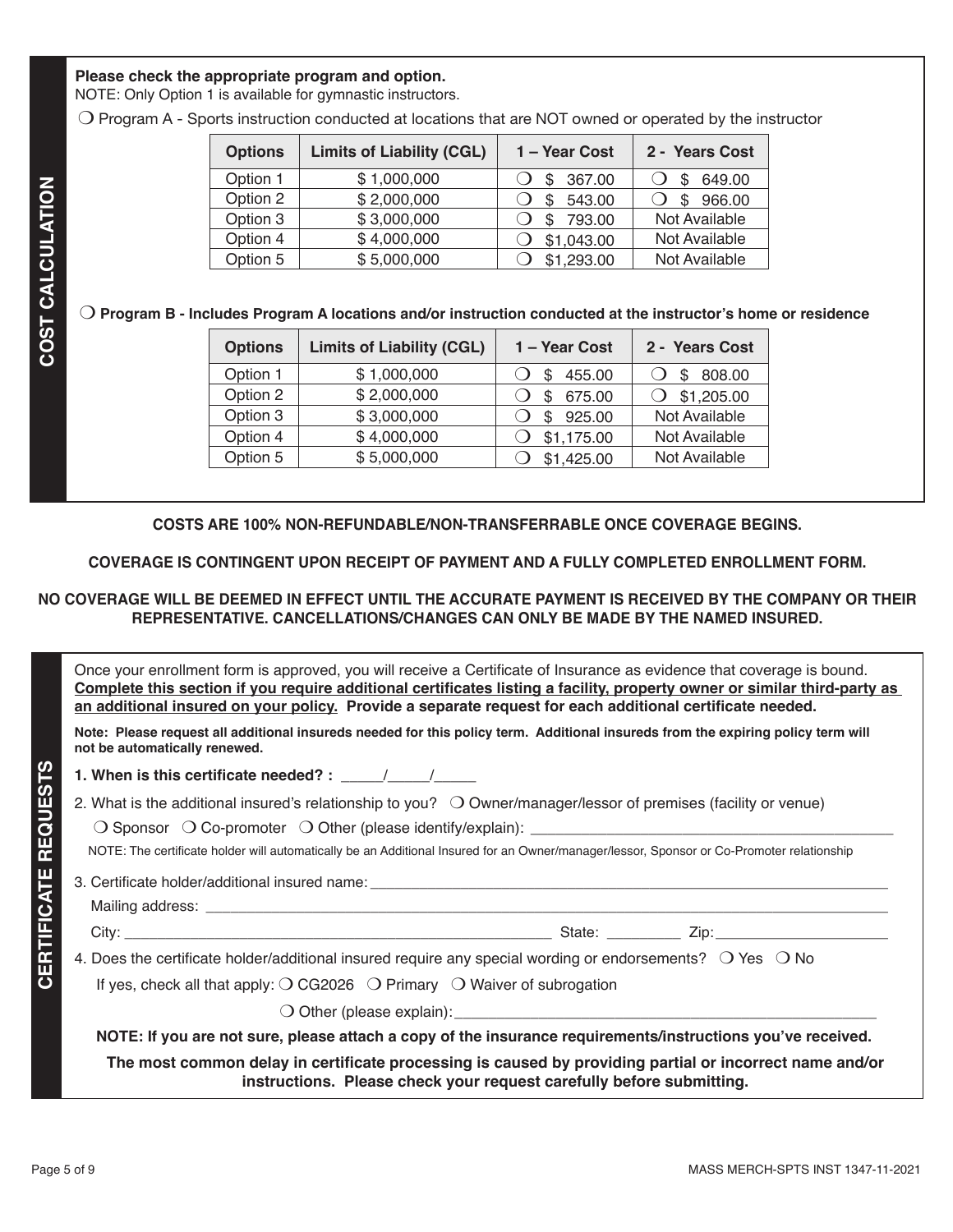## COST CALCULATION

**Please check the appropriate program and option.**
NOTE: Only Option 1 is available for gymnastic instructors.

❍ Program A - Sports instruction conducted at locations that are NOT owned or operated by the instructor

| Options | Limits of Liability (CGL) | 1 – Year Cost | 2 - Years Cost |
|---|---|---|---|
| Option 1 | $ 1,000,000 | ❍ $ 367.00 | ❍ $ 649.00 |
| Option 2 | $ 2,000,000 | ❍ $ 543.00 | ❍ $ 966.00 |
| Option 3 | $ 3,000,000 | ❍ $ 793.00 | Not Available |
| Option 4 | $ 4,000,000 | ❍ $1,043.00 | Not Available |
| Option 5 | $ 5,000,000 | ❍ $1,293.00 | Not Available |

❍ **Program B - Includes Program A locations and/or instruction conducted at the instructor's home or residence**

| Options | Limits of Liability (CGL) | 1 – Year Cost | 2 - Years Cost |
|---|---|---|---|
| Option 1 | $ 1,000,000 | ❍ $ 455.00 | ❍ $ 808.00 |
| Option 2 | $ 2,000,000 | ❍ $ 675.00 | ❍ $1,205.00 |
| Option 3 | $ 3,000,000 | ❍ $ 925.00 | Not Available |
| Option 4 | $ 4,000,000 | ❍ $1,175.00 | Not Available |
| Option 5 | $ 5,000,000 | ❍ $1,425.00 | Not Available |

**COSTS ARE 100% NON-REFUNDABLE/NON-TRANSFERRABLE ONCE COVERAGE BEGINS.**

**COVERAGE IS CONTINGENT UPON RECEIPT OF PAYMENT AND A FULLY COMPLETED ENROLLMENT FORM.**

**NO COVERAGE WILL BE DEEMED IN EFFECT UNTIL THE ACCURATE PAYMENT IS RECEIVED BY THE COMPANY OR THEIR REPRESENTATIVE. CANCELLATIONS/CHANGES CAN ONLY BE MADE BY THE NAMED INSURED.**

## CERTIFICATE REQUESTS

Once your enrollment form is approved, you will receive a Certificate of Insurance as evidence that coverage is bound. **Complete this section if you require additional certificates listing a facility, property owner or similar third-party as an additional insured on your policy. Provide a separate request for each additional certificate needed.**

**Note: Please request all additional insureds needed for this policy term. Additional insureds from the expiring policy term will not be automatically renewed.**

**1. When is this certificate needed? :** _____/_____/_____

2. What is the additional insured's relationship to you? ❍ Owner/manager/lessor of premises (facility or venue)

❍ Sponsor ❍ Co-promoter ❍ Other (please identify/explain): ________________________________

NOTE: The certificate holder will automatically be an Additional Insured for an Owner/manager/lessor, Sponsor or Co-Promoter relationship

3. Certificate holder/additional insured name: ________________________________

Mailing address: ________________________________

City: ________________________________ State: _________ Zip: ____________________

4. Does the certificate holder/additional insured require any special wording or endorsements? ❍ Yes ❍ No

If yes, check all that apply: ❍ CG2026 ❍ Primary ❍ Waiver of subrogation

❍ Other (please explain): ________________________________

**NOTE: If you are not sure, please attach a copy of the insurance requirements/instructions you've received.**

**The most common delay in certificate processing is caused by providing partial or incorrect name and/or instructions. Please check your request carefully before submitting.**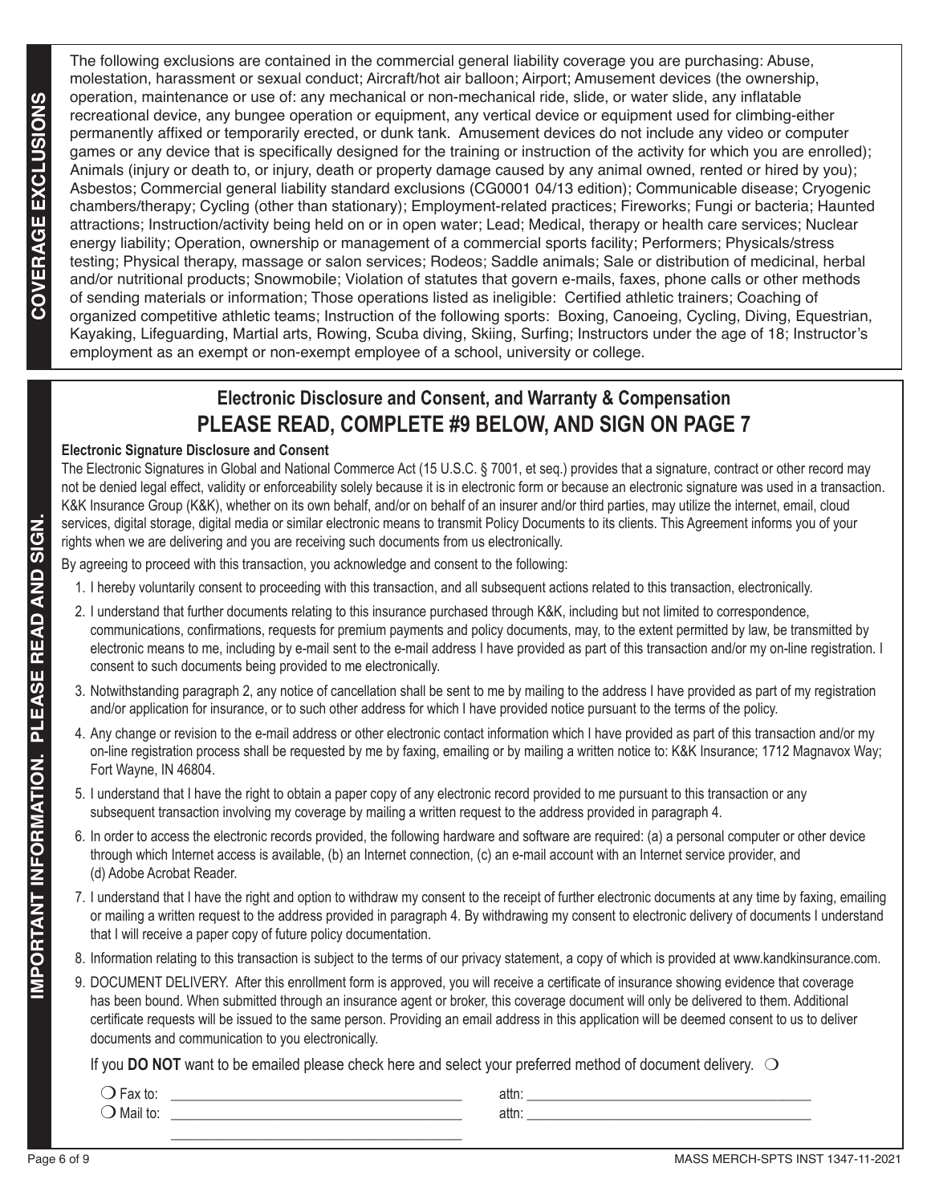## COVERAGE EXCLUSIONS

The following exclusions are contained in the commercial general liability coverage you are purchasing: Abuse, molestation, harassment or sexual conduct; Aircraft/hot air balloon; Airport; Amusement devices (the ownership, operation, maintenance or use of: any mechanical or non-mechanical ride, slide, or water slide, any inflatable recreational device, any bungee operation or equipment, any vertical device or equipment used for climbing-either permanently affixed or temporarily erected, or dunk tank. Amusement devices do not include any video or computer games or any device that is specifically designed for the training or instruction of the activity for which you are enrolled); Animals (injury or death to, or injury, death or property damage caused by any animal owned, rented or hired by you); Asbestos; Commercial general liability standard exclusions (CG0001 04/13 edition); Communicable disease; Cryogenic chambers/therapy; Cycling (other than stationary); Employment-related practices; Fireworks; Fungi or bacteria; Haunted attractions; Instruction/activity being held on or in open water; Lead; Medical, therapy or health care services; Nuclear energy liability; Operation, ownership or management of a commercial sports facility; Performers; Physicals/stress testing; Physical therapy, massage or salon services; Rodeos; Saddle animals; Sale or distribution of medicinal, herbal and/or nutritional products; Snowmobile; Violation of statutes that govern e-mails, faxes, phone calls or other methods of sending materials or information; Those operations listed as ineligible: Certified athletic trainers; Coaching of organized competitive athletic teams; Instruction of the following sports: Boxing, Canoeing, Cycling, Diving, Equestrian, Kayaking, Lifeguarding, Martial arts, Rowing, Scuba diving, Skiing, Surfing; Instructors under the age of 18; Instructor's employment as an exempt or non-exempt employee of a school, university or college.

## IMPORTANT INFORMATION. PLEASE READ AND SIGN.

### Electronic Disclosure and Consent, and Warranty & Compensation
### PLEASE READ, COMPLETE #9 BELOW, AND SIGN ON PAGE 7

**Electronic Signature Disclosure and Consent**

The Electronic Signatures in Global and National Commerce Act (15 U.S.C. § 7001, et seq.) provides that a signature, contract or other record may not be denied legal effect, validity or enforceability solely because it is in electronic form or because an electronic signature was used in a transaction. K&K Insurance Group (K&K), whether on its own behalf, and/or on behalf of an insurer and/or third parties, may utilize the internet, email, cloud services, digital storage, digital media or similar electronic means to transmit Policy Documents to its clients. This Agreement informs you of your rights when we are delivering and you are receiving such documents from us electronically.

By agreeing to proceed with this transaction, you acknowledge and consent to the following:

1. I hereby voluntarily consent to proceeding with this transaction, and all subsequent actions related to this transaction, electronically.
2. I understand that further documents relating to this insurance purchased through K&K, including but not limited to correspondence, communications, confirmations, requests for premium payments and policy documents, may, to the extent permitted by law, be transmitted by electronic means to me, including by e-mail sent to the e-mail address I have provided as part of this transaction and/or my on-line registration. I consent to such documents being provided to me electronically.
3. Notwithstanding paragraph 2, any notice of cancellation shall be sent to me by mailing to the address I have provided as part of my registration and/or application for insurance, or to such other address for which I have provided notice pursuant to the terms of the policy.
4. Any change or revision to the e-mail address or other electronic contact information which I have provided as part of this transaction and/or my on-line registration process shall be requested by me by faxing, emailing or by mailing a written notice to: K&K Insurance; 1712 Magnavox Way; Fort Wayne, IN 46804.
5. I understand that I have the right to obtain a paper copy of any electronic record provided to me pursuant to this transaction or any subsequent transaction involving my coverage by mailing a written request to the address provided in paragraph 4.
6. In order to access the electronic records provided, the following hardware and software are required: (a) a personal computer or other device through which Internet access is available, (b) an Internet connection, (c) an e-mail account with an Internet service provider, and (d) Adobe Acrobat Reader.
7. I understand that I have the right and option to withdraw my consent to the receipt of further electronic documents at any time by faxing, emailing or mailing a written request to the address provided in paragraph 4. By withdrawing my consent to electronic delivery of documents I understand that I will receive a paper copy of future policy documentation.
8. Information relating to this transaction is subject to the terms of our privacy statement, a copy of which is provided at www.kandkinsurance.com.
9. DOCUMENT DELIVERY. After this enrollment form is approved, you will receive a certificate of insurance showing evidence that coverage has been bound. When submitted through an insurance agent or broker, this coverage document will only be delivered to them. Additional certificate requests will be issued to the same person. Providing an email address in this application will be deemed consent to us to deliver documents and communication to you electronically.

If you **DO NOT** want to be emailed please check here and select your preferred method of document delivery. ❍

❍ Fax to: ________________________________________ attn: ________________________________________

❍ Mail to: ________________________________________ attn: ________________________________________

________________________________________

MASS MERCH-SPTS INST 1347-11-2021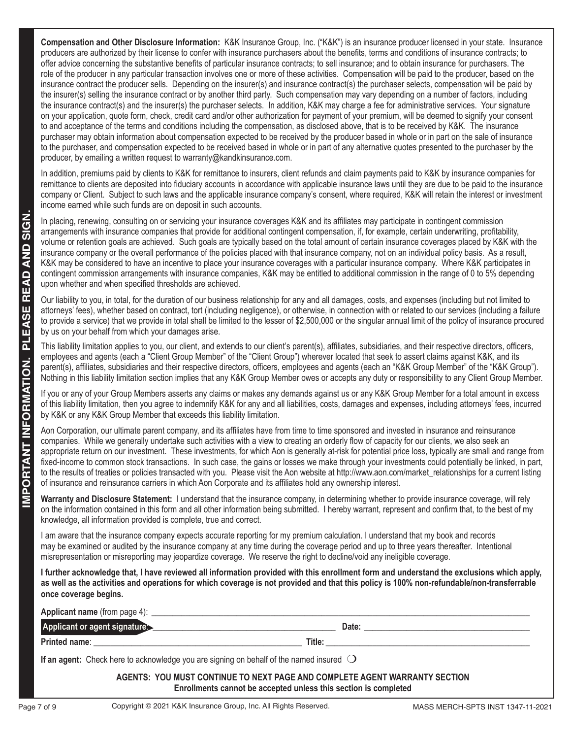**IMPORTANT INFORMATION. PLEASE READ AND SIGN.**

**Compensation and Other Disclosure Information:** K&K Insurance Group, Inc. ("K&K") is an insurance producer licensed in your state. Insurance producers are authorized by their license to confer with insurance purchasers about the benefits, terms and conditions of insurance contracts; to offer advice concerning the substantive benefits of particular insurance contracts; to sell insurance; and to obtain insurance for purchasers. The role of the producer in any particular transaction involves one or more of these activities. Compensation will be paid to the producer, based on the insurance contract the producer sells. Depending on the insurer(s) and insurance contract(s) the purchaser selects, compensation will be paid by the insurer(s) selling the insurance contract or by another third party. Such compensation may vary depending on a number of factors, including the insurance contract(s) and the insurer(s) the purchaser selects. In addition, K&K may charge a fee for administrative services. Your signature on your application, quote form, check, credit card and/or other authorization for payment of your premium, will be deemed to signify your consent to and acceptance of the terms and conditions including the compensation, as disclosed above, that is to be received by K&K. The insurance purchaser may obtain information about compensation expected to be received by the producer based in whole or in part on the sale of insurance to the purchaser, and compensation expected to be received based in whole or in part of any alternative quotes presented to the purchaser by the producer, by emailing a written request to warranty@kandkinsurance.com.

In addition, premiums paid by clients to K&K for remittance to insurers, client refunds and claim payments paid to K&K by insurance companies for remittance to clients are deposited into fiduciary accounts in accordance with applicable insurance laws until they are due to be paid to the insurance company or Client. Subject to such laws and the applicable insurance company's consent, where required, K&K will retain the interest or investment income earned while such funds are on deposit in such accounts.

In placing, renewing, consulting on or servicing your insurance coverages K&K and its affiliates may participate in contingent commission arrangements with insurance companies that provide for additional contingent compensation, if, for example, certain underwriting, profitability, volume or retention goals are achieved. Such goals are typically based on the total amount of certain insurance coverages placed by K&K with the insurance company or the overall performance of the policies placed with that insurance company, not on an individual policy basis. As a result, K&K may be considered to have an incentive to place your insurance coverages with a particular insurance company. Where K&K participates in contingent commission arrangements with insurance companies, K&K may be entitled to additional commission in the range of 0 to 5% depending upon whether and when specified thresholds are achieved.

Our liability to you, in total, for the duration of our business relationship for any and all damages, costs, and expenses (including but not limited to attorneys' fees), whether based on contract, tort (including negligence), or otherwise, in connection with or related to our services (including a failure to provide a service) that we provide in total shall be limited to the lesser of $2,500,000 or the singular annual limit of the policy of insurance procured by us on your behalf from which your damages arise.

This liability limitation applies to you, our client, and extends to our client's parent(s), affiliates, subsidiaries, and their respective directors, officers, employees and agents (each a "Client Group Member" of the "Client Group") wherever located that seek to assert claims against K&K, and its parent(s), affiliates, subsidiaries and their respective directors, officers, employees and agents (each an "K&K Group Member" of the "K&K Group"). Nothing in this liability limitation section implies that any K&K Group Member owes or accepts any duty or responsibility to any Client Group Member.

If you or any of your Group Members asserts any claims or makes any demands against us or any K&K Group Member for a total amount in excess of this liability limitation, then you agree to indemnify K&K for any and all liabilities, costs, damages and expenses, including attorneys' fees, incurred by K&K or any K&K Group Member that exceeds this liability limitation.

Aon Corporation, our ultimate parent company, and its affiliates have from time to time sponsored and invested in insurance and reinsurance companies. While we generally undertake such activities with a view to creating an orderly flow of capacity for our clients, we also seek an appropriate return on our investment. These investments, for which Aon is generally at-risk for potential price loss, typically are small and range from fixed-income to common stock transactions. In such case, the gains or losses we make through your investments could potentially be linked, in part, to the results of treaties or policies transacted with you. Please visit the Aon website at http://www.aon.com/market_relationships for a current listing of insurance and reinsurance carriers in which Aon Corporate and its affiliates hold any ownership interest.

**Warranty and Disclosure Statement:** I understand that the insurance company, in determining whether to provide insurance coverage, will rely on the information contained in this form and all other information being submitted. I hereby warrant, represent and confirm that, to the best of my knowledge, all information provided is complete, true and correct.

I am aware that the insurance company expects accurate reporting for my premium calculation. I understand that my book and records may be examined or audited by the insurance company at any time during the coverage period and up to three years thereafter. Intentional misrepresentation or misreporting may jeopardize coverage. We reserve the right to decline/void any ineligible coverage.

**I further acknowledge that, I have reviewed all information provided with this enrollment form and understand the exclusions which apply, as well as the activities and operations for which coverage is not provided and that this policy is 100% non-refundable/non-transferrable once coverage begins.**

**Applicant name** (from page 4): ______________________________

**Applicant or agent signature:** ______________________________ **Date:** ______________________________

**Printed name**: ______________________________ **Title:** ______________________________

**If an agent:** Check here to acknowledge you are signing on behalf of the named insured ❍

**AGENTS: YOU MUST CONTINUE TO NEXT PAGE AND COMPLETE AGENT WARRANTY SECTION**
**Enrollments cannot be accepted unless this section is completed**

Copyright © 2021 K&K Insurance Group, Inc. All Rights Reserved. MASS MERCH-SPTS INST 1347-11-2021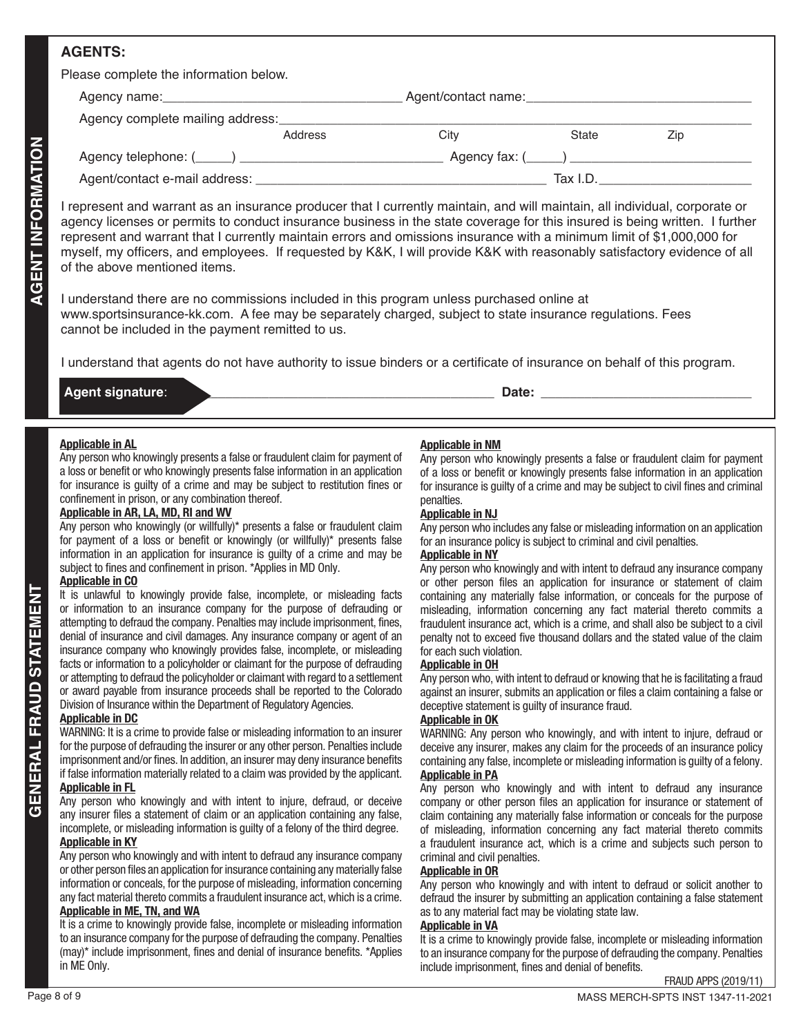## AGENT INFORMATION

### AGENTS:

Please complete the information below.

Agency name:\_\_\_\_\_\_\_\_\_\_\_\_\_\_\_\_\_\_\_\_ Agent/contact name:\_\_\_\_\_\_\_\_\_\_\_\_\_\_\_\_\_\_\_\_

Agency complete mailing address:\_\_\_\_\_\_\_\_\_\_\_\_\_\_\_\_\_\_\_\_\_\_\_\_\_\_\_\_\_\_\_\_\_\_\_\_\_\_\_\_

Address City State Zip

Agency telephone: (\_\_\_\_\_) \_\_\_\_\_\_\_\_\_\_\_\_\_\_\_\_\_\_\_\_ Agency fax: (\_\_\_\_\_) \_\_\_\_\_\_\_\_\_\_\_\_\_\_\_\_\_\_\_\_

Agent/contact e-mail address: \_\_\_\_\_\_\_\_\_\_\_\_\_\_\_\_\_\_\_\_ Tax I.D.\_\_\_\_\_\_\_\_\_\_\_\_\_\_\_\_\_\_\_\_

I represent and warrant as an insurance producer that I currently maintain, and will maintain, all individual, corporate or agency licenses or permits to conduct insurance business in the state coverage for this insured is being written. I further represent and warrant that I currently maintain errors and omissions insurance with a minimum limit of $1,000,000 for myself, my officers, and employees. If requested by K&K, I will provide K&K with reasonably satisfactory evidence of all of the above mentioned items.

I understand there are no commissions included in this program unless purchased online at www.sportsinsurance-kk.com. A fee may be separately charged, subject to state insurance regulations. Fees cannot be included in the payment remitted to us.

I understand that agents do not have authority to issue binders or a certificate of insurance on behalf of this program.

**Agent signature**: \_\_\_\_\_\_\_\_\_\_\_\_\_\_\_\_\_\_\_\_ **Date:** \_\_\_\_\_\_\_\_\_\_\_\_\_\_\_\_\_\_\_\_

## GENERAL FRAUD STATEMENT

**Applicable in AL**

Any person who knowingly presents a false or fraudulent claim for payment of a loss or benefit or who knowingly presents false information in an application for insurance is guilty of a crime and may be subject to restitution fines or confinement in prison, or any combination thereof.

**Applicable in AR, LA, MD, RI and WV**

Any person who knowingly (or willfully)* presents a false or fraudulent claim for payment of a loss or benefit or knowingly (or willfully)* presents false information in an application for insurance is guilty of a crime and may be subject to fines and confinement in prison. *Applies in MD Only.

**Applicable in CO**

It is unlawful to knowingly provide false, incomplete, or misleading facts or information to an insurance company for the purpose of defrauding or attempting to defraud the company. Penalties may include imprisonment, fines, denial of insurance and civil damages. Any insurance company or agent of an insurance company who knowingly provides false, incomplete, or misleading facts or information to a policyholder or claimant for the purpose of defrauding or attempting to defraud the policyholder or claimant with regard to a settlement or award payable from insurance proceeds shall be reported to the Colorado Division of Insurance within the Department of Regulatory Agencies.

**Applicable in DC**

WARNING: It is a crime to provide false or misleading information to an insurer for the purpose of defrauding the insurer or any other person. Penalties include imprisonment and/or fines. In addition, an insurer may deny insurance benefits if false information materially related to a claim was provided by the applicant.

**Applicable in FL**

Any person who knowingly and with intent to injure, defraud, or deceive any insurer files a statement of claim or an application containing any false, incomplete, or misleading information is guilty of a felony of the third degree.

**Applicable in KY**

Any person who knowingly and with intent to defraud any insurance company or other person files an application for insurance containing any materially false information or conceals, for the purpose of misleading, information concerning any fact material thereto commits a fraudulent insurance act, which is a crime.

**Applicable in ME, TN, and WA**

It is a crime to knowingly provide false, incomplete or misleading information to an insurance company for the purpose of defrauding the company. Penalties (may)* include imprisonment, fines and denial of insurance benefits. *Applies in ME Only.

**Applicable in NM**

Any person who knowingly presents a false or fraudulent claim for payment of a loss or benefit or knowingly presents false information in an application for insurance is guilty of a crime and may be subject to civil fines and criminal penalties.

**Applicable in NJ**

Any person who includes any false or misleading information on an application for an insurance policy is subject to criminal and civil penalties.

**Applicable in NY**

Any person who knowingly and with intent to defraud any insurance company or other person files an application for insurance or statement of claim containing any materially false information, or conceals for the purpose of misleading, information concerning any fact material thereto commits a fraudulent insurance act, which is a crime, and shall also be subject to a civil penalty not to exceed five thousand dollars and the stated value of the claim for each such violation.

**Applicable in OH**

Any person who, with intent to defraud or knowing that he is facilitating a fraud against an insurer, submits an application or files a claim containing a false or deceptive statement is guilty of insurance fraud.

**Applicable in OK**

WARNING: Any person who knowingly, and with intent to injure, defraud or deceive any insurer, makes any claim for the proceeds of an insurance policy containing any false, incomplete or misleading information is guilty of a felony.

**Applicable in PA**

Any person who knowingly and with intent to defraud any insurance company or other person files an application for insurance or statement of claim containing any materially false information or conceals for the purpose of misleading, information concerning any fact material thereto commits a fraudulent insurance act, which is a crime and subjects such person to criminal and civil penalties.

**Applicable in OR**

Any person who knowingly and with intent to defraud or solicit another to defraud the insurer by submitting an application containing a false statement as to any material fact may be violating state law.

**Applicable in VA**

It is a crime to knowingly provide false, incomplete or misleading information to an insurance company for the purpose of defrauding the company. Penalties include imprisonment, fines and denial of benefits.

FRAUD APPS (2019/11)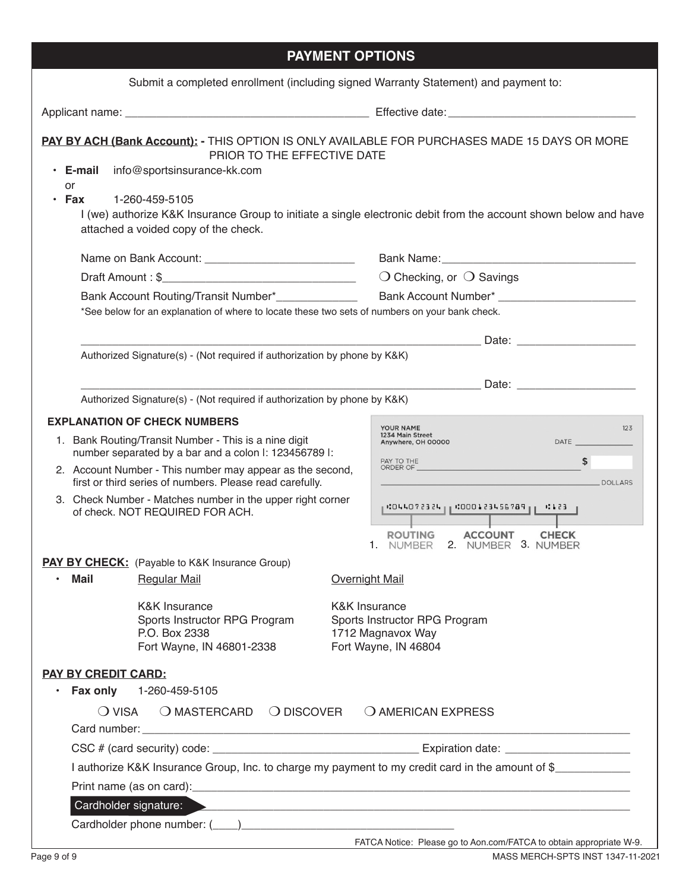## PAYMENT OPTIONS

Submit a completed enrollment (including signed Warranty Statement) and payment to:

Applicant name: ______________________________________ Effective date: ______________________________

**PAY BY ACH (Bank Account): -** THIS OPTION IS ONLY AVAILABLE FOR PURCHASES MADE 15 DAYS OR MORE PRIOR TO THE EFFECTIVE DATE

- **E-mail** info@sportsinsurance-kk.com

  or

- **Fax** 1-260-459-5105

  I (we) authorize K&K Insurance Group to initiate a single electronic debit from the account shown below and have attached a voided copy of the check.

  Name on Bank Account: ________________________ Bank Name: ______________________________

  Draft Amount : $______________________________ ❍ Checking, or ❍ Savings

  Bank Account Routing/Transit Number*_____________ Bank Account Number* ______________________

  *See below for an explanation of where to locate these two sets of numbers on your bank check.

  ________________________________________________________________ Date: __________________

  Authorized Signature(s) - (Not required if authorization by phone by K&K)

  ________________________________________________________________ Date: __________________

  Authorized Signature(s) - (Not required if authorization by phone by K&K)

**EXPLANATION OF CHECK NUMBERS**

1. Bank Routing/Transit Number - This is a nine digit number separated by a bar and a colon l: 123456789 l:
2. Account Number - This number may appear as the second, first or third series of numbers. Please read carefully.
3. Check Number - Matches number in the upper right corner of check. NOT REQUIRED FOR ACH.

YOUR NAME
1234 Main Street
Anywhere, OH 00000
123
DATE
PAY TO THE ORDER OF
$
DOLLARS
1. ROUTING NUMBER 2. ACCOUNT NUMBER 3. CHECK NUMBER

**PAY BY CHECK:** (Payable to K&K Insurance Group)

- **Mail**

  Regular Mail

  K&K Insurance
  Sports Instructor RPG Program
  P.O. Box 2338
  Fort Wayne, IN 46801-2338

  Overnight Mail

  K&K Insurance
  Sports Instructor RPG Program
  1712 Magnavox Way
  Fort Wayne, IN 46804

**PAY BY CREDIT CARD:**

- **Fax only** 1-260-459-5105

  ❍ VISA ❍ MASTERCARD ❍ DISCOVER ❍ AMERICAN EXPRESS

  Card number: ______________________________________________________________________

  CSC # (card security) code: ________________________________ Expiration date: ____________________

  I authorize K&K Insurance Group, Inc. to charge my payment to my credit card in the amount of $____________

  Print name (as on card):_____________________________________________________________

  Cardholder signature: ______________________________________________________________

  Cardholder phone number: (____)__________________________________

FATCA Notice: Please go to Aon.com/FATCA to obtain appropriate W-9.

MASS MERCH-SPTS INST 1347-11-2021